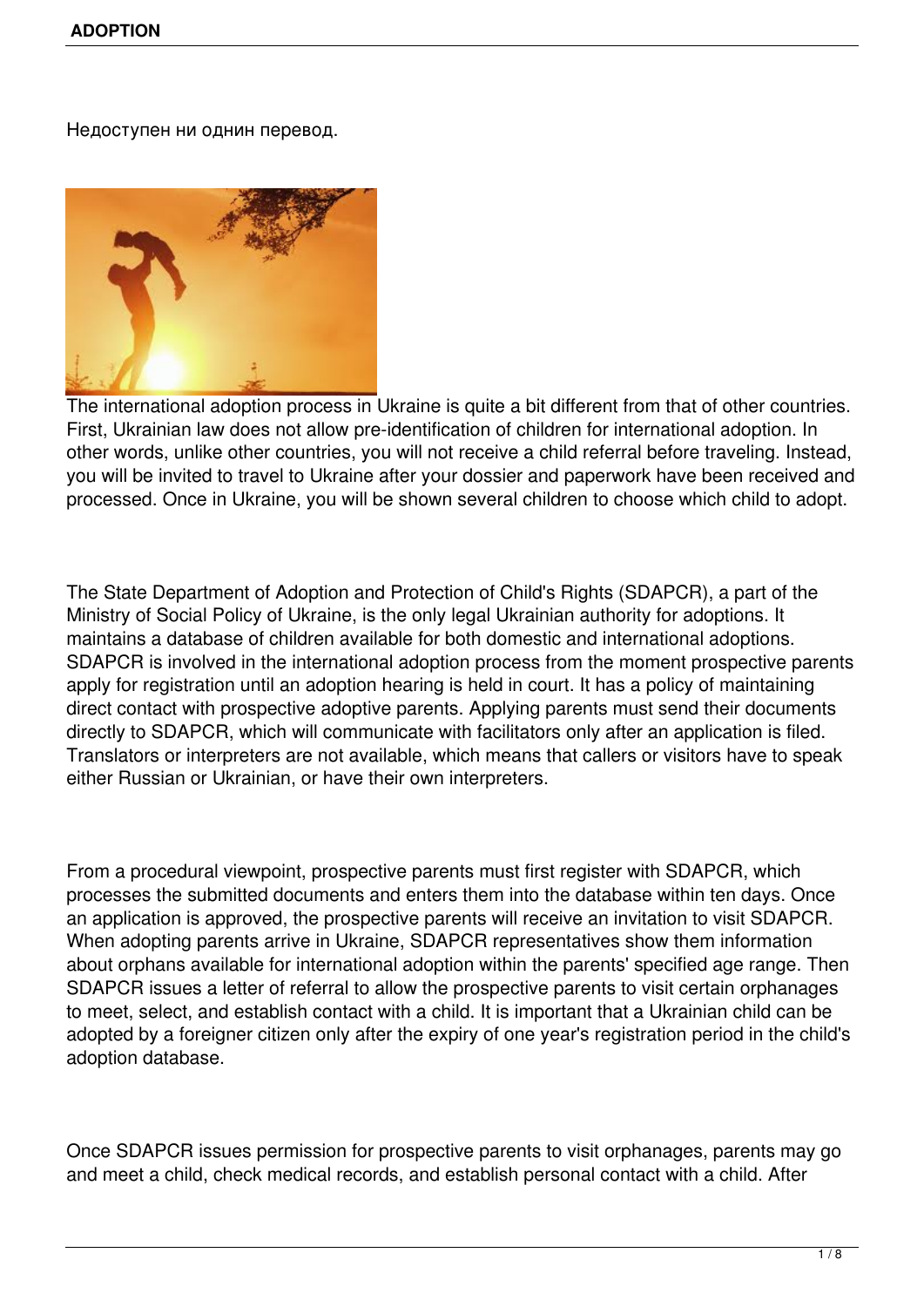Недоступен ни однин перевод.

The international adoption process in Ukraine is quite a bit different from that of other countries. First, Ukrainian law does not allow pre-identification of children for international adoption. In other words, unlike other countries, you will not receive a child referral before traveling. Instead, you will be invited to travel to Ukraine after your dossier and paperwork have been received and processed. Once in Ukraine, you will be shown several children to choose which child to adopt.

The State Department of Adoption and Protection of Child's Rights (SDAPCR), a part of the Ministry of Social Policy of Ukraine, is the only legal Ukrainian authority for adoptions. It maintains a database of children available for both domestic and international adoptions. SDAPCR is involved in the international adoption process from the moment prospective parents apply for registration until an adoption hearing is held in court. It has a policy of maintaining direct contact with prospective adoptive parents. Applying parents must send their documents directly to SDAPCR, which will communicate with facilitators only after an application is filed. Translators or interpreters are not available, which means that callers or visitors have to speak either Russian or Ukrainian, or have their own interpreters.

From a procedural viewpoint, prospective parents must first register with SDAPCR, which processes the submitted documents and enters them into the database within ten days. Once an application is approved, the prospective parents will receive an invitation to visit SDAPCR. When adopting parents arrive in Ukraine, SDAPCR representatives show them information about orphans available for international adoption within the parents' specified age range. Then SDAPCR issues a letter of referral to allow the prospective parents to visit certain orphanages to meet, select, and establish contact with a child. It is important that a Ukrainian child can be adopted by a foreigner citizen only after the expiry of one year's registration period in the child's adoption database.

Once SDAPCR issues permission for prospective parents to visit orphanages, parents may go and meet a child, check medical records, and establish personal contact with a child. After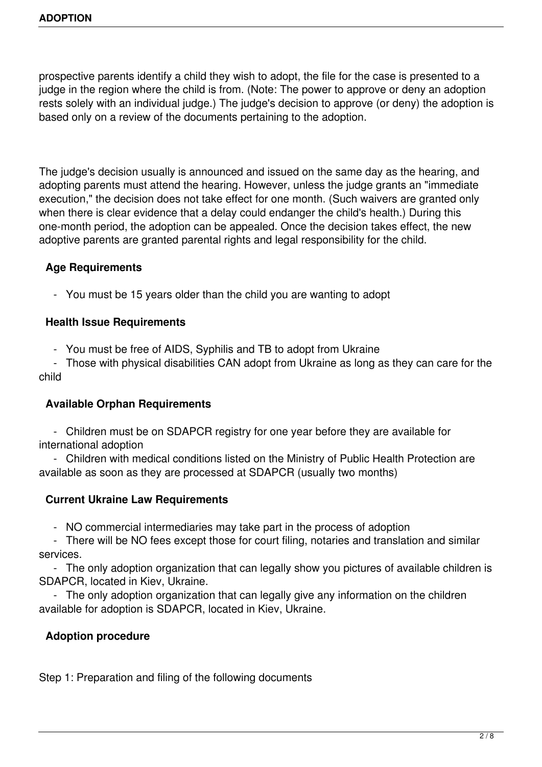prospective parents identify a child they wish to adopt, the file for the case is presented to a judge in the region where the child is from. (Note: The power to approve or deny an adoption rests solely with an individual judge.) The judge's decision to approve (or deny) the adoption is based only on a review of the documents pertaining to the adoption.

The judge's decision usually is announced and issued on the same day as the hearing, and adopting parents must attend the hearing. However, unless the judge grants an "immediate execution," the decision does not take effect for one month. (Such waivers are granted only when there is clear evidence that a delay could endanger the child's health.) During this one-month period, the adoption can be appealed. Once the decision takes effect, the new adoptive parents are granted parental rights and legal responsibility for the child.

**Age Requirements**

- You must be 15 years older than the child you are wanting to adopt

**Health Issue Requirements**

- You must be free of AIDS, Syphilis and TB to adopt from Ukraine
- Those with physical disabilities CAN adopt from Ukraine as long as they can care for the child

**Available Orphan Requirements**

- Children must be on SDAPCR registry for one year before they are available for international adoption
- Children with medical conditions listed on the Ministry of Public Health Protection are available as soon as they are processed at SDAPCR (usually two months)

**Current Ukraine Law Requirements**

- NO commercial intermediaries may take part in the process of adoption
- There will be NO fees except those for court filing, notaries and translation and similar services.
- The only adoption organization that can legally show you pictures of available children is SDAPCR, located in Kiev, Ukraine.
- The only adoption organization that can legally give any information on the children available for adoption is SDAPCR, located in Kiev, Ukraine.

**Adoption procedure**

Step 1: Preparation and filing of the following documents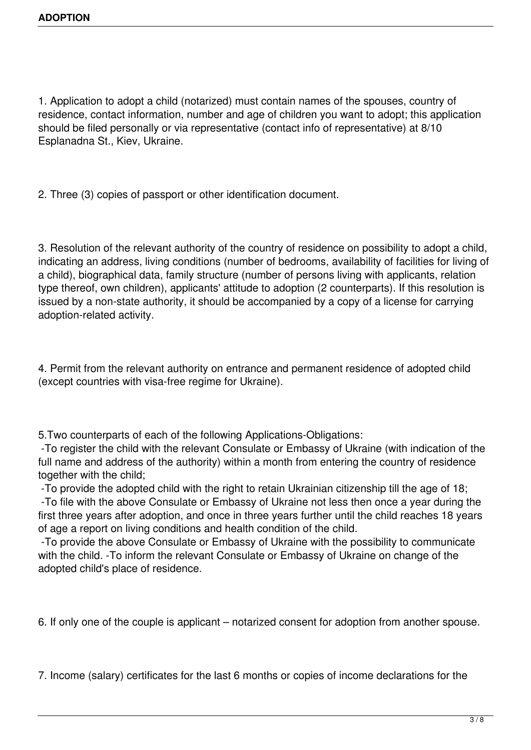1. Application to adopt a child (notarized) must contain names of the spouses, country of residence, contact information, number and age of children you want to adopt; this application should be filed personally or via representative (contact info of representative) at 8/10 Esplanadna St., Kiev, Ukraine.

2. Three (3) copies of passport or other identification document.

3. Resolution of the relevant authority of the country of residence on possibility to adopt a child, indicating an address, living conditions (number of bedrooms, availability of facilities for living of a child), biographical data, family structure (number of persons living with applicants, relation type thereof, own children), applicants' attitude to adoption (2 counterparts). If this resolution is issued by a non-state authority, it should be accompanied by a copy of a license for carrying adoption-related activity.

4. Permit from the relevant authority on entrance and permanent residence of adopted child (except countries with visa-free regime for Ukraine).

5.Two counterparts of each of the following Applications-Obligations:

- To register the child with the relevant Consulate or Embassy of Ukraine (with indication of the full name and address of the authority) within a month from entering the country of residence together with the child;
- To provide the adopted child with the right to retain Ukrainian citizenship till the age of 18;
- To file with the above Consulate or Embassy of Ukraine not less then once a year during the first three years after adoption, and once in three years further until the child reaches 18 years of age a report on living conditions and health condition of the child.
- To provide the above Consulate or Embassy of Ukraine with the possibility to communicate with the child. -To inform the relevant Consulate or Embassy of Ukraine on change of the adopted child's place of residence.

6. If only one of the couple is applicant – notarized consent for adoption from another spouse.

7. Income (salary) certificates for the last 6 months or copies of income declarations for the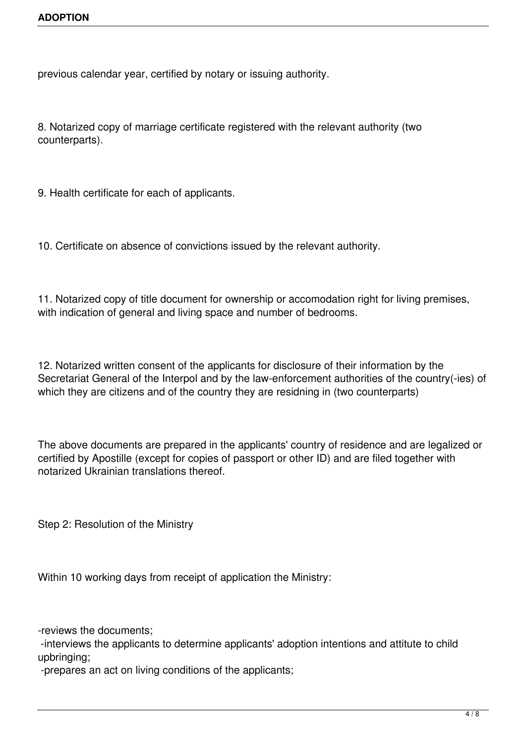previous calendar year, certified by notary or issuing authority.

8. Notarized copy of marriage certificate registered with the relevant authority (two counterparts).

9. Health certificate for each of applicants.

10. Certificate on absence of convictions issued by the relevant authority.

11. Notarized copy of title document for ownership or accomodation right for living premises, with indication of general and living space and number of bedrooms.

12. Notarized written consent of the applicants for disclosure of their information by the Secretariat General of the Interpol and by the law-enforcement authorities of the country(-ies) of which they are citizens and of the country they are residning in (two counterparts)

The above documents are prepared in the applicants' country of residence and are legalized or certified by Apostille (except for copies of passport or other ID) and are filed together with notarized Ukrainian translations thereof.

Step 2: Resolution of the Ministry

Within 10 working days from receipt of application the Ministry:

- reviews the documents;
- interviews the applicants to determine applicants' adoption intentions and attitute to child upbringing;
- prepares an act on living conditions of the applicants;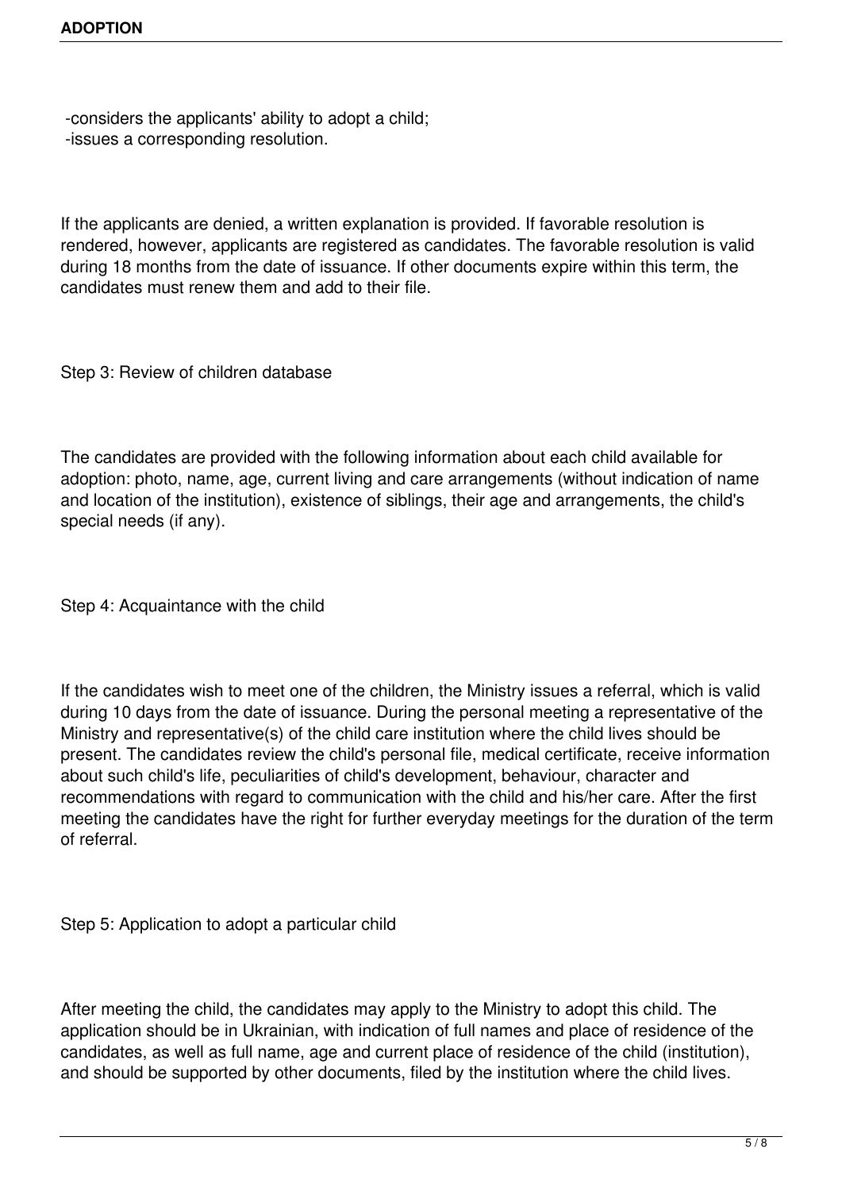-considers the applicants' ability to adopt a child;
-issues a corresponding resolution.

If the applicants are denied, a written explanation is provided. If favorable resolution is rendered, however, applicants are registered as candidates. The favorable resolution is valid during 18 months from the date of issuance. If other documents expire within this term, the candidates must renew them and add to their file.

Step 3: Review of children database

The candidates are provided with the following information about each child available for adoption: photo, name, age, current living and care arrangements (without indication of name and location of the institution), existence of siblings, their age and arrangements, the child's special needs (if any).

Step 4: Acquaintance with the child

If the candidates wish to meet one of the children, the Ministry issues a referral, which is valid during 10 days from the date of issuance. During the personal meeting a representative of the Ministry and representative(s) of the child care institution where the child lives should be present. The candidates review the child's personal file, medical certificate, receive information about such child's life, peculiarities of child's development, behaviour, character and recommendations with regard to communication with the child and his/her care. After the first meeting the candidates have the right for further everyday meetings for the duration of the term of referral.

Step 5: Application to adopt a particular child

After meeting the child, the candidates may apply to the Ministry to adopt this child. The application should be in Ukrainian, with indication of full names and place of residence of the candidates, as well as full name, age and current place of residence of the child (institution), and should be supported by other documents, filed by the institution where the child lives.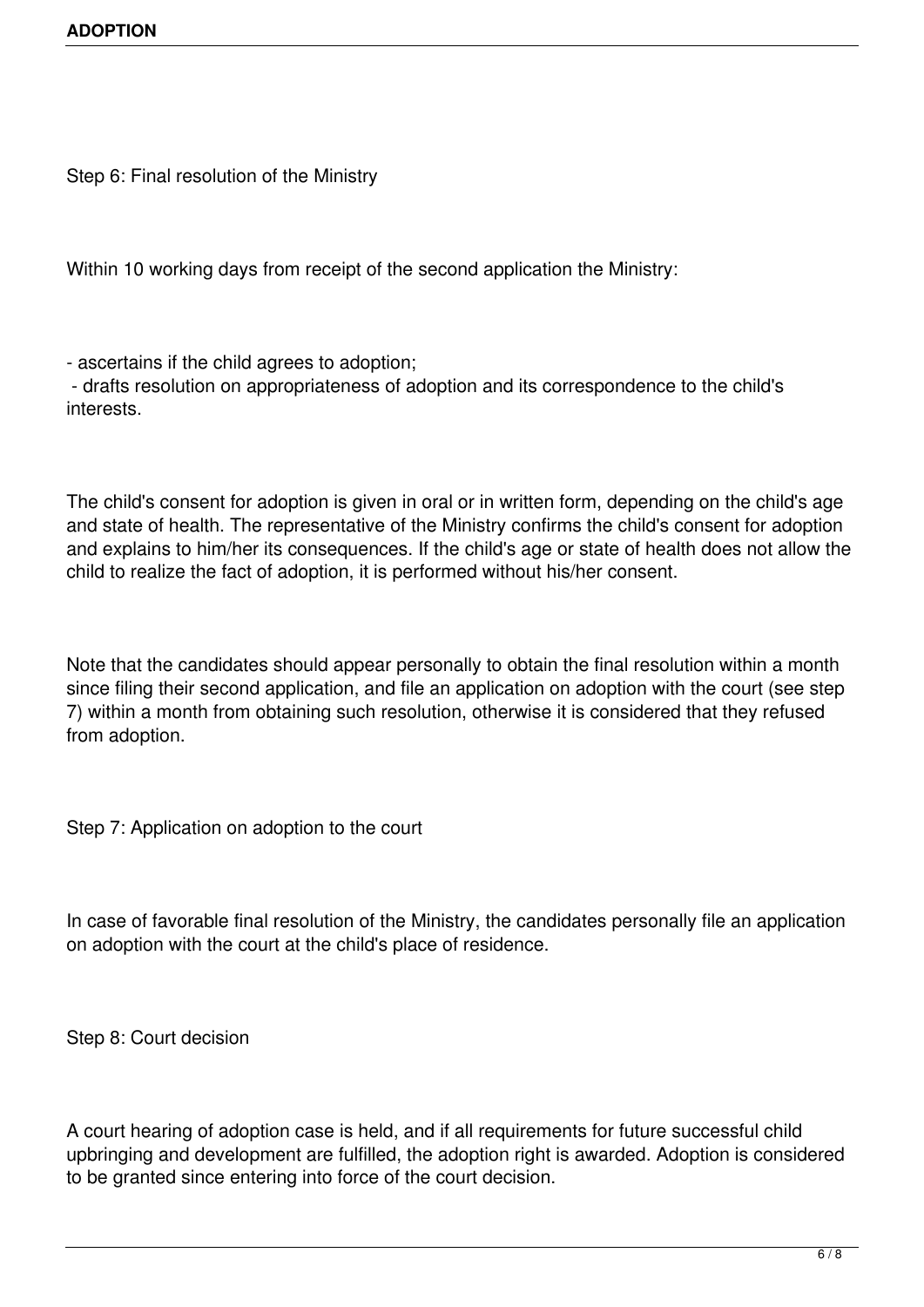### Step 6: Final resolution of the Ministry

Within 10 working days from receipt of the second application the Ministry:

- ascertains if the child agrees to adoption;
- drafts resolution on appropriateness of adoption and its correspondence to the child's interests.

The child's consent for adoption is given in oral or in written form, depending on the child's age and state of health. The representative of the Ministry confirms the child's consent for adoption and explains to him/her its consequences. If the child's age or state of health does not allow the child to realize the fact of adoption, it is performed without his/her consent.

Note that the candidates should appear personally to obtain the final resolution within a month since filing their second application, and file an application on adoption with the court (see step 7) within a month from obtaining such resolution, otherwise it is considered that they refused from adoption.

### Step 7: Application on adoption to the court

In case of favorable final resolution of the Ministry, the candidates personally file an application on adoption with the court at the child's place of residence.

### Step 8: Court decision

A court hearing of adoption case is held, and if all requirements for future successful child upbringing and development are fulfilled, the adoption right is awarded. Adoption is considered to be granted since entering into force of the court decision.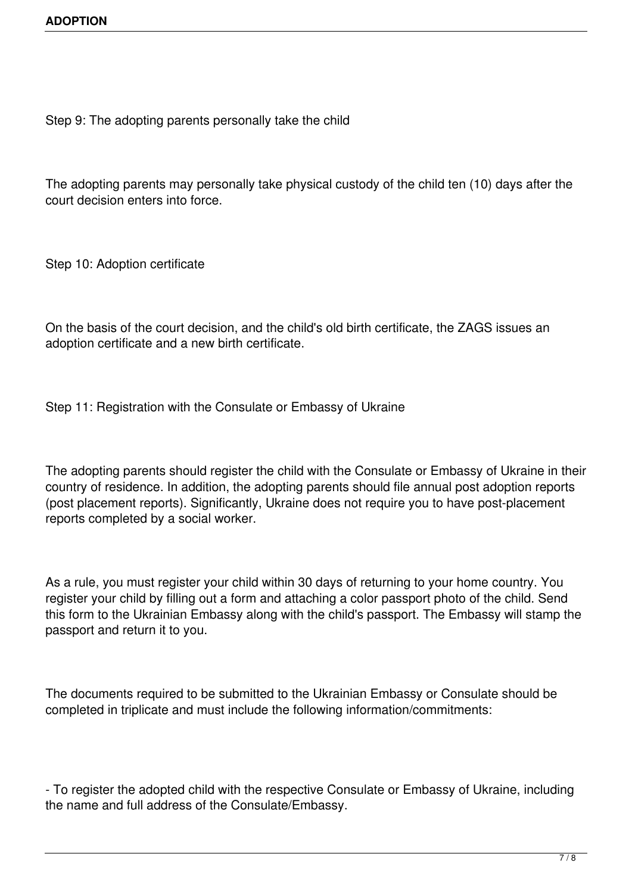Step 9: The adopting parents personally take the child

The adopting parents may personally take physical custody of the child ten (10) days after the court decision enters into force.

Step 10: Adoption certificate

On the basis of the court decision, and the child's old birth certificate, the ZAGS issues an adoption certificate and a new birth certificate.

Step 11: Registration with the Consulate or Embassy of Ukraine

The adopting parents should register the child with the Consulate or Embassy of Ukraine in their country of residence. In addition, the adopting parents should file annual post adoption reports (post placement reports). Significantly, Ukraine does not require you to have post-placement reports completed by a social worker.

As a rule, you must register your child within 30 days of returning to your home country. You register your child by filling out a form and attaching a color passport photo of the child. Send this form to the Ukrainian Embassy along with the child's passport. The Embassy will stamp the passport and return it to you.

The documents required to be submitted to the Ukrainian Embassy or Consulate should be completed in triplicate and must include the following information/commitments:

- To register the adopted child with the respective Consulate or Embassy of Ukraine, including the name and full address of the Consulate/Embassy.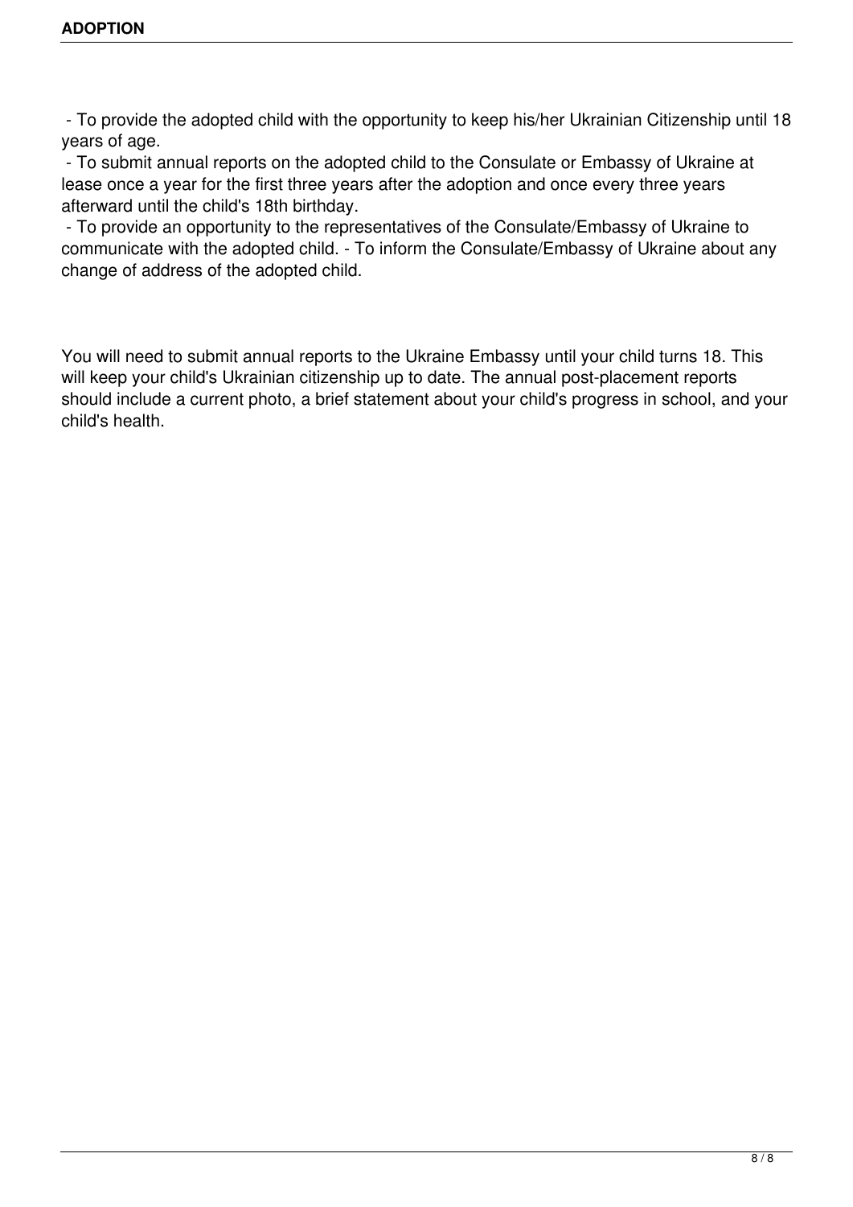- To provide the adopted child with the opportunity to keep his/her Ukrainian Citizenship until 18 years of age.
- To submit annual reports on the adopted child to the Consulate or Embassy of Ukraine at lease once a year for the first three years after the adoption and once every three years afterward until the child's 18th birthday.
- To provide an opportunity to the representatives of the Consulate/Embassy of Ukraine to communicate with the adopted child. - To inform the Consulate/Embassy of Ukraine about any change of address of the adopted child.

You will need to submit annual reports to the Ukraine Embassy until your child turns 18. This will keep your child's Ukrainian citizenship up to date. The annual post-placement reports should include a current photo, a brief statement about your child's progress in school, and your child's health.